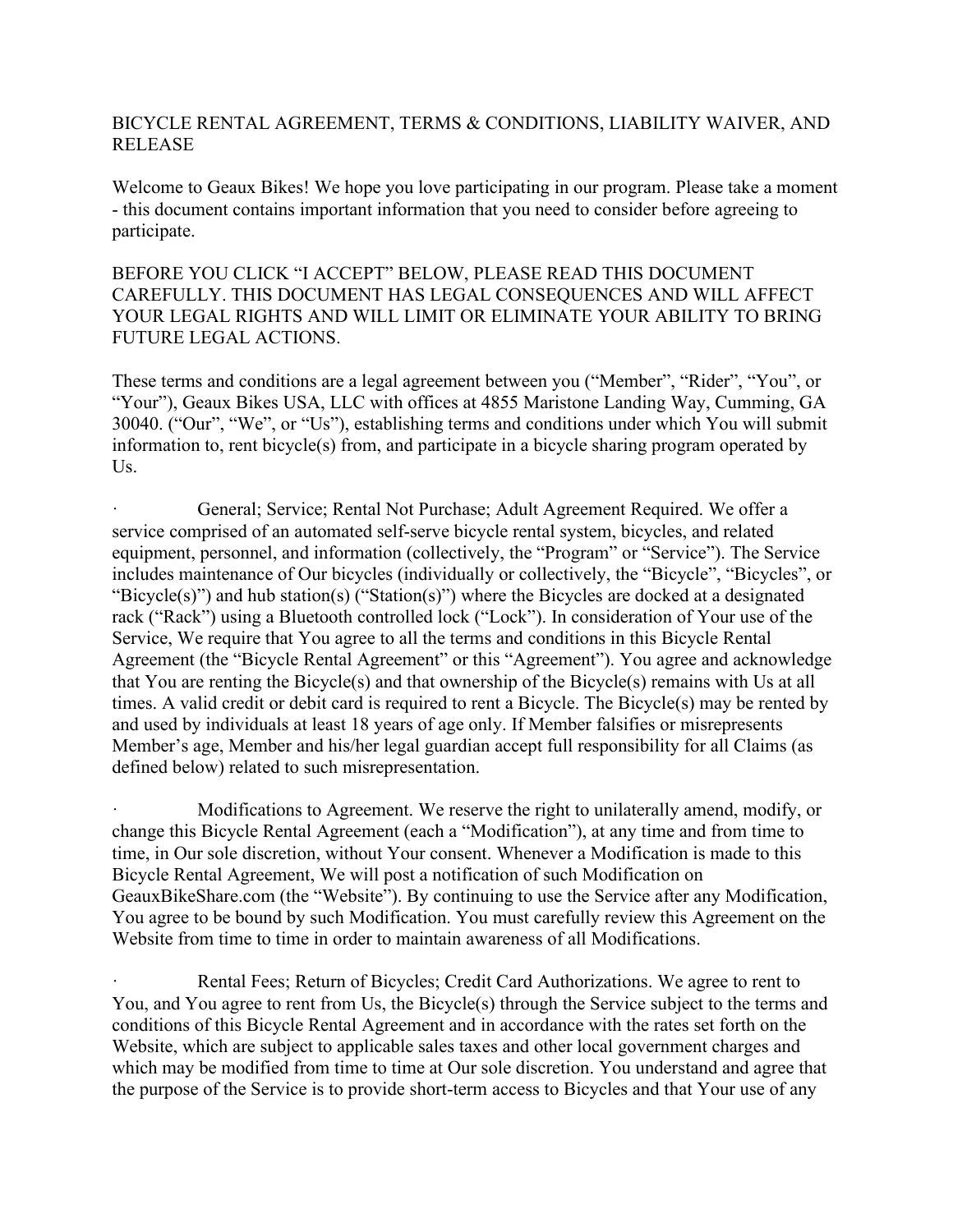# BICYCLE RENTAL AGREEMENT, TERMS & CONDITIONS, LIABILITY WAIVER, AND RELEASE

Welcome to Geaux Bikes! We hope you love participating in our program. Please take a moment - this document contains important information that you need to consider before agreeing to participate.

BEFORE YOU CLICK "I ACCEPT" BELOW, PLEASE READ THIS DOCUMENT CAREFULLY. THIS DOCUMENT HAS LEGAL CONSEQUENCES AND WILL AFFECT YOUR LEGAL RIGHTS AND WILL LIMIT OR ELIMINATE YOUR ABILITY TO BRING FUTURE LEGAL ACTIONS.

These terms and conditions are a legal agreement between you ("Member", "Rider", "You", or "Your"), Geaux Bikes USA, LLC with offices at 4855 Maristone Landing Way, Cumming, GA 30040. ("Our", "We", or "Us"), establishing terms and conditions under which You will submit information to, rent bicycle(s) from, and participate in a bicycle sharing program operated by Us.

- General; Service; Rental Not Purchase; Adult Agreement Required. We offer a service comprised of an automated self-serve bicycle rental system, bicycles, and related equipment, personnel, and information (collectively, the "Program" or "Service"). The Service includes maintenance of Our bicycles (individually or collectively, the "Bicycle", "Bicycles", or "Bicycle(s)") and hub station(s) ("Station(s)") where the Bicycles are docked at a designated rack ("Rack") using a Bluetooth controlled lock ("Lock"). In consideration of Your use of the Service, We require that You agree to all the terms and conditions in this Bicycle Rental Agreement (the "Bicycle Rental Agreement" or this "Agreement"). You agree and acknowledge that You are renting the Bicycle(s) and that ownership of the Bicycle(s) remains with Us at all times. A valid credit or debit card is required to rent a Bicycle. The Bicycle(s) may be rented by and used by individuals at least 18 years of age only. If Member falsifies or misrepresents Member's age, Member and his/her legal guardian accept full responsibility for all Claims (as defined below) related to such misrepresentation.

- Modifications to Agreement. We reserve the right to unilaterally amend, modify, or change this Bicycle Rental Agreement (each a "Modification"), at any time and from time to time, in Our sole discretion, without Your consent. Whenever a Modification is made to this Bicycle Rental Agreement, We will post a notification of such Modification on GeauxBikeShare.com (the "Website"). By continuing to use the Service after any Modification, You agree to be bound by such Modification. You must carefully review this Agreement on the Website from time to time in order to maintain awareness of all Modifications.

- Rental Fees; Return of Bicycles; Credit Card Authorizations. We agree to rent to You, and You agree to rent from Us, the Bicycle(s) through the Service subject to the terms and conditions of this Bicycle Rental Agreement and in accordance with the rates set forth on the Website, which are subject to applicable sales taxes and other local government charges and which may be modified from time to time at Our sole discretion. You understand and agree that the purpose of the Service is to provide short-term access to Bicycles and that Your use of any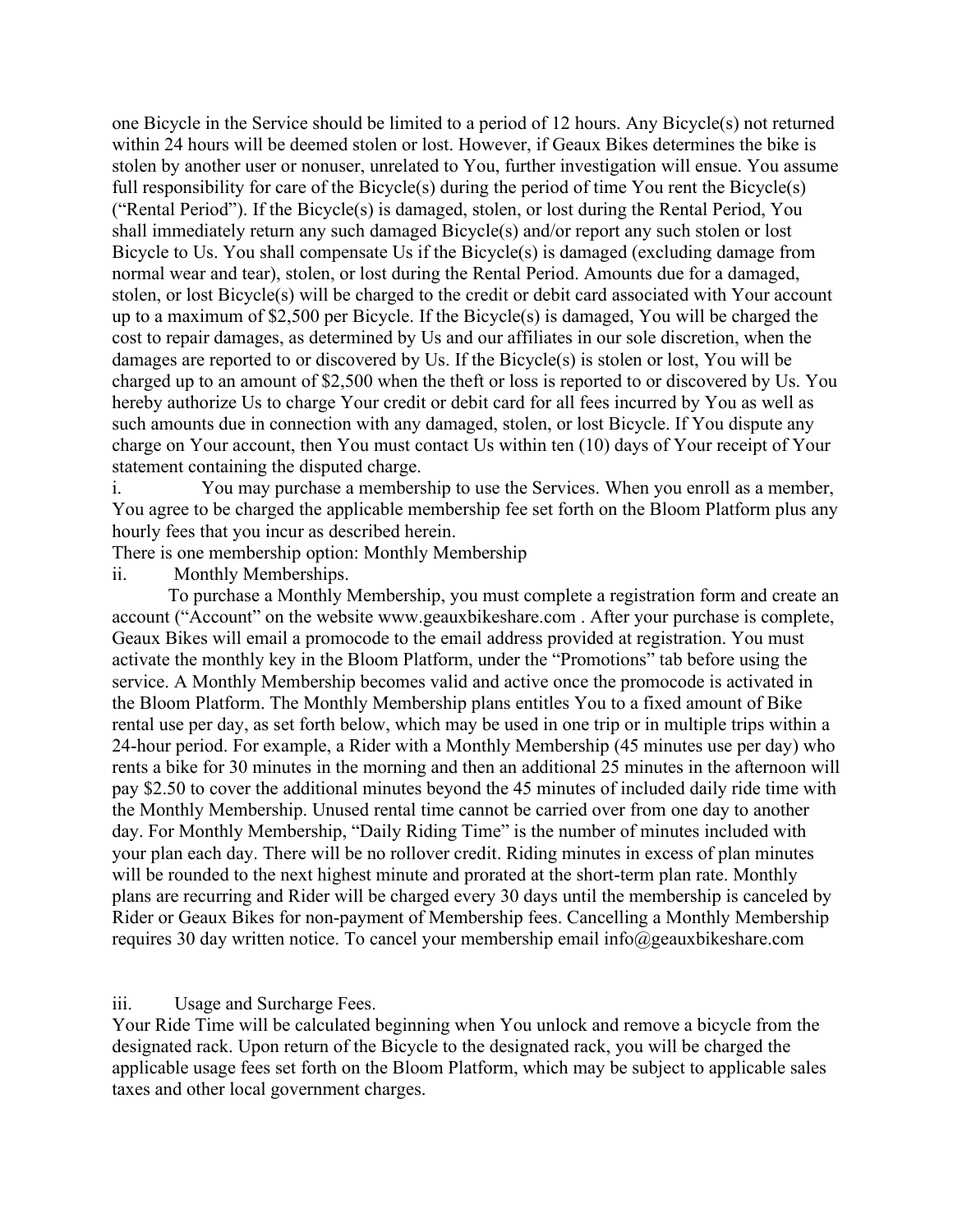one Bicycle in the Service should be limited to a period of 12 hours. Any Bicycle(s) not returned within 24 hours will be deemed stolen or lost. However, if Geaux Bikes determines the bike is stolen by another user or nonuser, unrelated to You, further investigation will ensue. You assume full responsibility for care of the Bicycle(s) during the period of time You rent the Bicycle(s) ("Rental Period"). If the Bicycle(s) is damaged, stolen, or lost during the Rental Period, You shall immediately return any such damaged Bicycle(s) and/or report any such stolen or lost Bicycle to Us. You shall compensate Us if the Bicycle(s) is damaged (excluding damage from normal wear and tear), stolen, or lost during the Rental Period. Amounts due for a damaged, stolen, or lost Bicycle(s) will be charged to the credit or debit card associated with Your account up to a maximum of $2,500 per Bicycle. If the Bicycle(s) is damaged, You will be charged the cost to repair damages, as determined by Us and our affiliates in our sole discretion, when the damages are reported to or discovered by Us. If the Bicycle(s) is stolen or lost, You will be charged up to an amount of $2,500 when the theft or loss is reported to or discovered by Us. You hereby authorize Us to charge Your credit or debit card for all fees incurred by You as well as such amounts due in connection with any damaged, stolen, or lost Bicycle. If You dispute any charge on Your account, then You must contact Us within ten (10) days of Your receipt of Your statement containing the disputed charge.

i. You may purchase a membership to use the Services. When you enroll as a member, You agree to be charged the applicable membership fee set forth on the Bloom Platform plus any hourly fees that you incur as described herein.

There is one membership option: Monthly Membership

ii. Monthly Memberships.

To purchase a Monthly Membership, you must complete a registration form and create an account ("Account" on the website www.geauxbikeshare.com . After your purchase is complete, Geaux Bikes will email a promocode to the email address provided at registration. You must activate the monthly key in the Bloom Platform, under the "Promotions" tab before using the service. A Monthly Membership becomes valid and active once the promocode is activated in the Bloom Platform. The Monthly Membership plans entitles You to a fixed amount of Bike rental use per day, as set forth below, which may be used in one trip or in multiple trips within a 24-hour period. For example, a Rider with a Monthly Membership (45 minutes use per day) who rents a bike for 30 minutes in the morning and then an additional 25 minutes in the afternoon will pay $2.50 to cover the additional minutes beyond the 45 minutes of included daily ride time with the Monthly Membership. Unused rental time cannot be carried over from one day to another day. For Monthly Membership, "Daily Riding Time" is the number of minutes included with your plan each day. There will be no rollover credit. Riding minutes in excess of plan minutes will be rounded to the next highest minute and prorated at the short-term plan rate. Monthly plans are recurring and Rider will be charged every 30 days until the membership is canceled by Rider or Geaux Bikes for non-payment of Membership fees. Cancelling a Monthly Membership requires 30 day written notice. To cancel your membership email info@geauxbikeshare.com

iii. Usage and Surcharge Fees.

Your Ride Time will be calculated beginning when You unlock and remove a bicycle from the designated rack. Upon return of the Bicycle to the designated rack, you will be charged the applicable usage fees set forth on the Bloom Platform, which may be subject to applicable sales taxes and other local government charges.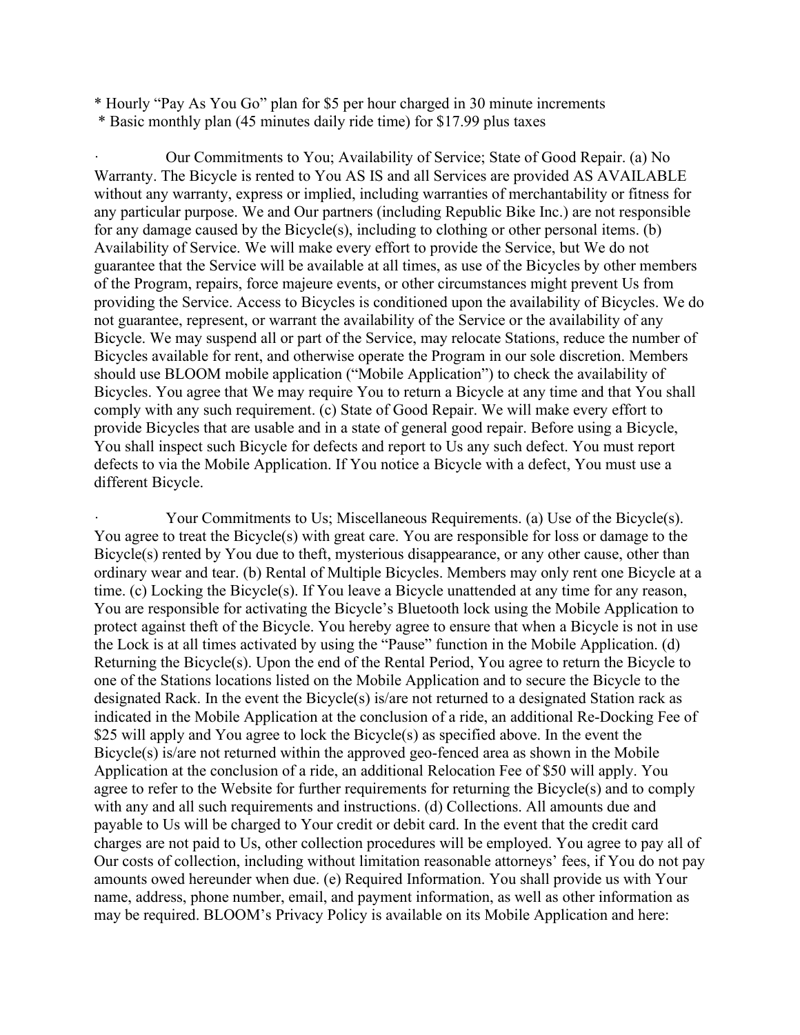* Hourly "Pay As You Go" plan for $5 per hour charged in 30 minute increments
* Basic monthly plan (45 minutes daily ride time) for $17.99 plus taxes

· Our Commitments to You; Availability of Service; State of Good Repair. (a) No Warranty. The Bicycle is rented to You AS IS and all Services are provided AS AVAILABLE without any warranty, express or implied, including warranties of merchantability or fitness for any particular purpose. We and Our partners (including Republic Bike Inc.) are not responsible for any damage caused by the Bicycle(s), including to clothing or other personal items. (b) Availability of Service. We will make every effort to provide the Service, but We do not guarantee that the Service will be available at all times, as use of the Bicycles by other members of the Program, repairs, force majeure events, or other circumstances might prevent Us from providing the Service. Access to Bicycles is conditioned upon the availability of Bicycles. We do not guarantee, represent, or warrant the availability of the Service or the availability of any Bicycle. We may suspend all or part of the Service, may relocate Stations, reduce the number of Bicycles available for rent, and otherwise operate the Program in our sole discretion. Members should use BLOOM mobile application ("Mobile Application") to check the availability of Bicycles. You agree that We may require You to return a Bicycle at any time and that You shall comply with any such requirement. (c) State of Good Repair. We will make every effort to provide Bicycles that are usable and in a state of general good repair. Before using a Bicycle, You shall inspect such Bicycle for defects and report to Us any such defect. You must report defects to via the Mobile Application. If You notice a Bicycle with a defect, You must use a different Bicycle.

· Your Commitments to Us; Miscellaneous Requirements. (a) Use of the Bicycle(s). You agree to treat the Bicycle(s) with great care. You are responsible for loss or damage to the Bicycle(s) rented by You due to theft, mysterious disappearance, or any other cause, other than ordinary wear and tear. (b) Rental of Multiple Bicycles. Members may only rent one Bicycle at a time. (c) Locking the Bicycle(s). If You leave a Bicycle unattended at any time for any reason, You are responsible for activating the Bicycle's Bluetooth lock using the Mobile Application to protect against theft of the Bicycle. You hereby agree to ensure that when a Bicycle is not in use the Lock is at all times activated by using the "Pause" function in the Mobile Application. (d) Returning the Bicycle(s). Upon the end of the Rental Period, You agree to return the Bicycle to one of the Stations locations listed on the Mobile Application and to secure the Bicycle to the designated Rack. In the event the Bicycle(s) is/are not returned to a designated Station rack as indicated in the Mobile Application at the conclusion of a ride, an additional Re-Docking Fee of $25 will apply and You agree to lock the Bicycle(s) as specified above. In the event the Bicycle(s) is/are not returned within the approved geo-fenced area as shown in the Mobile Application at the conclusion of a ride, an additional Relocation Fee of $50 will apply. You agree to refer to the Website for further requirements for returning the Bicycle(s) and to comply with any and all such requirements and instructions. (d) Collections. All amounts due and payable to Us will be charged to Your credit or debit card. In the event that the credit card charges are not paid to Us, other collection procedures will be employed. You agree to pay all of Our costs of collection, including without limitation reasonable attorneys' fees, if You do not pay amounts owed hereunder when due. (e) Required Information. You shall provide us with Your name, address, phone number, email, and payment information, as well as other information as may be required. BLOOM's Privacy Policy is available on its Mobile Application and here: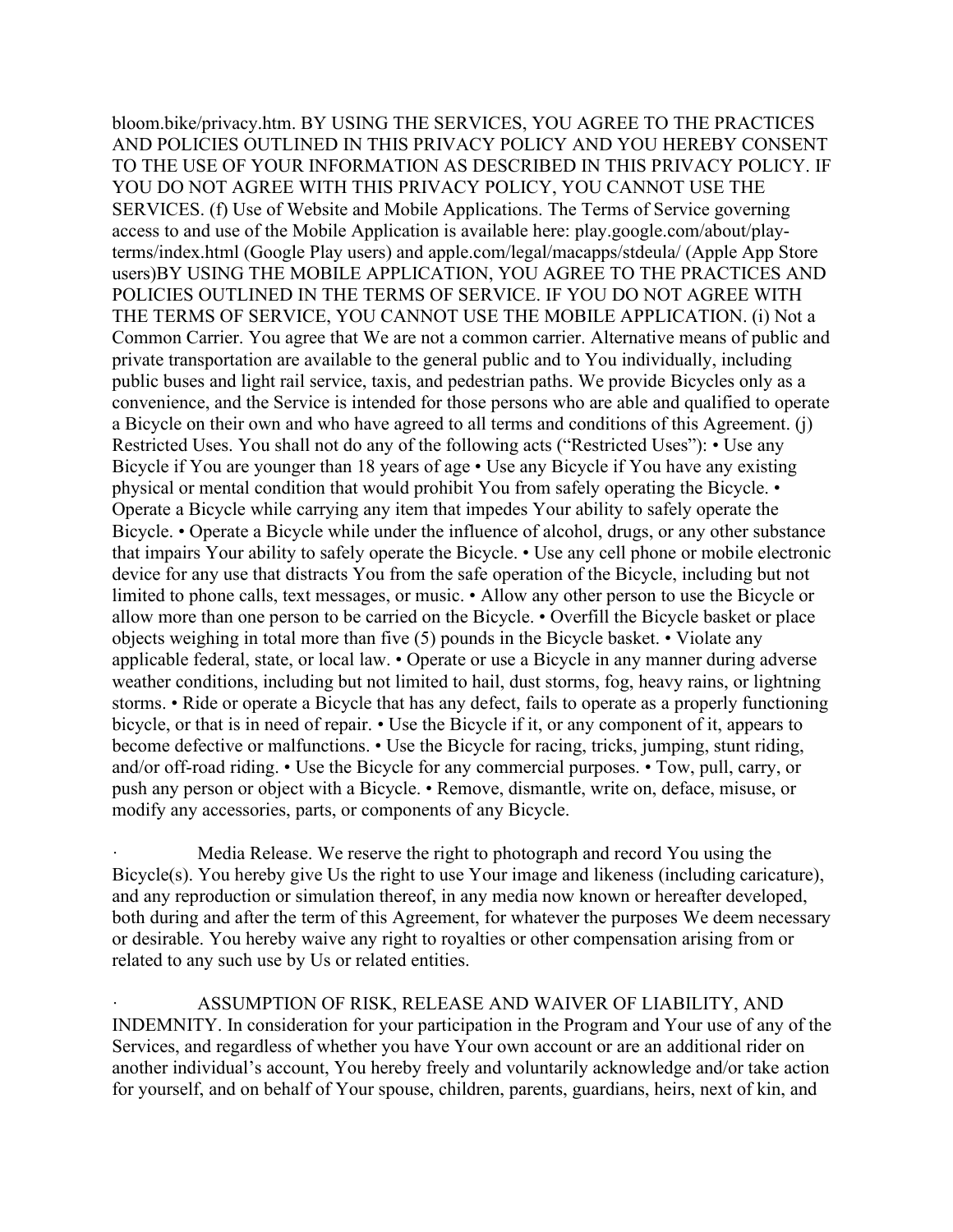bloom.bike/privacy.htm. BY USING THE SERVICES, YOU AGREE TO THE PRACTICES AND POLICIES OUTLINED IN THIS PRIVACY POLICY AND YOU HEREBY CONSENT TO THE USE OF YOUR INFORMATION AS DESCRIBED IN THIS PRIVACY POLICY. IF YOU DO NOT AGREE WITH THIS PRIVACY POLICY, YOU CANNOT USE THE SERVICES. (f) Use of Website and Mobile Applications. The Terms of Service governing access to and use of the Mobile Application is available here: play.google.com/about/play-terms/index.html (Google Play users) and apple.com/legal/macapps/stdeula/ (Apple App Store users)BY USING THE MOBILE APPLICATION, YOU AGREE TO THE PRACTICES AND POLICIES OUTLINED IN THE TERMS OF SERVICE. IF YOU DO NOT AGREE WITH THE TERMS OF SERVICE, YOU CANNOT USE THE MOBILE APPLICATION. (i) Not a Common Carrier. You agree that We are not a common carrier. Alternative means of public and private transportation are available to the general public and to You individually, including public buses and light rail service, taxis, and pedestrian paths. We provide Bicycles only as a convenience, and the Service is intended for those persons who are able and qualified to operate a Bicycle on their own and who have agreed to all terms and conditions of this Agreement. (j) Restricted Uses. You shall not do any of the following acts ("Restricted Uses"): • Use any Bicycle if You are younger than 18 years of age • Use any Bicycle if You have any existing physical or mental condition that would prohibit You from safely operating the Bicycle. • Operate a Bicycle while carrying any item that impedes Your ability to safely operate the Bicycle. • Operate a Bicycle while under the influence of alcohol, drugs, or any other substance that impairs Your ability to safely operate the Bicycle. • Use any cell phone or mobile electronic device for any use that distracts You from the safe operation of the Bicycle, including but not limited to phone calls, text messages, or music. • Allow any other person to use the Bicycle or allow more than one person to be carried on the Bicycle. • Overfill the Bicycle basket or place objects weighing in total more than five (5) pounds in the Bicycle basket. • Violate any applicable federal, state, or local law. • Operate or use a Bicycle in any manner during adverse weather conditions, including but not limited to hail, dust storms, fog, heavy rains, or lightning storms. • Ride or operate a Bicycle that has any defect, fails to operate as a properly functioning bicycle, or that is in need of repair. • Use the Bicycle if it, or any component of it, appears to become defective or malfunctions. • Use the Bicycle for racing, tricks, jumping, stunt riding, and/or off-road riding. • Use the Bicycle for any commercial purposes. • Tow, pull, carry, or push any person or object with a Bicycle. • Remove, dismantle, write on, deface, misuse, or modify any accessories, parts, or components of any Bicycle.

· Media Release. We reserve the right to photograph and record You using the Bicycle(s). You hereby give Us the right to use Your image and likeness (including caricature), and any reproduction or simulation thereof, in any media now known or hereafter developed, both during and after the term of this Agreement, for whatever the purposes We deem necessary or desirable. You hereby waive any right to royalties or other compensation arising from or related to any such use by Us or related entities.

· ASSUMPTION OF RISK, RELEASE AND WAIVER OF LIABILITY, AND INDEMNITY. In consideration for your participation in the Program and Your use of any of the Services, and regardless of whether you have Your own account or are an additional rider on another individual's account, You hereby freely and voluntarily acknowledge and/or take action for yourself, and on behalf of Your spouse, children, parents, guardians, heirs, next of kin, and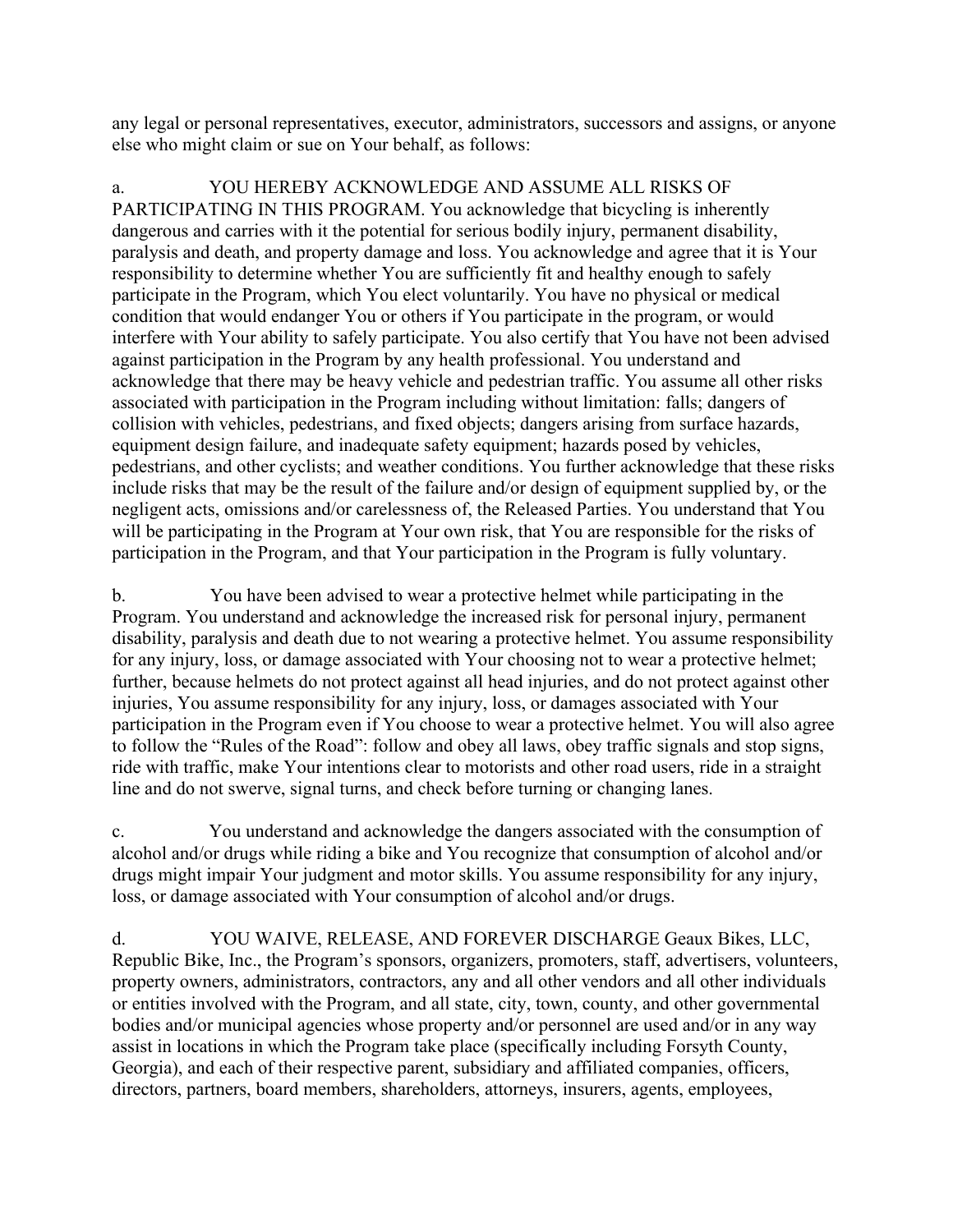any legal or personal representatives, executor, administrators, successors and assigns, or anyone else who might claim or sue on Your behalf, as follows:

a. YOU HEREBY ACKNOWLEDGE AND ASSUME ALL RISKS OF PARTICIPATING IN THIS PROGRAM. You acknowledge that bicycling is inherently dangerous and carries with it the potential for serious bodily injury, permanent disability, paralysis and death, and property damage and loss. You acknowledge and agree that it is Your responsibility to determine whether You are sufficiently fit and healthy enough to safely participate in the Program, which You elect voluntarily. You have no physical or medical condition that would endanger You or others if You participate in the program, or would interfere with Your ability to safely participate. You also certify that You have not been advised against participation in the Program by any health professional. You understand and acknowledge that there may be heavy vehicle and pedestrian traffic. You assume all other risks associated with participation in the Program including without limitation: falls; dangers of collision with vehicles, pedestrians, and fixed objects; dangers arising from surface hazards, equipment design failure, and inadequate safety equipment; hazards posed by vehicles, pedestrians, and other cyclists; and weather conditions. You further acknowledge that these risks include risks that may be the result of the failure and/or design of equipment supplied by, or the negligent acts, omissions and/or carelessness of, the Released Parties. You understand that You will be participating in the Program at Your own risk, that You are responsible for the risks of participation in the Program, and that Your participation in the Program is fully voluntary.

b. You have been advised to wear a protective helmet while participating in the Program. You understand and acknowledge the increased risk for personal injury, permanent disability, paralysis and death due to not wearing a protective helmet. You assume responsibility for any injury, loss, or damage associated with Your choosing not to wear a protective helmet; further, because helmets do not protect against all head injuries, and do not protect against other injuries, You assume responsibility for any injury, loss, or damages associated with Your participation in the Program even if You choose to wear a protective helmet. You will also agree to follow the "Rules of the Road": follow and obey all laws, obey traffic signals and stop signs, ride with traffic, make Your intentions clear to motorists and other road users, ride in a straight line and do not swerve, signal turns, and check before turning or changing lanes.

c. You understand and acknowledge the dangers associated with the consumption of alcohol and/or drugs while riding a bike and You recognize that consumption of alcohol and/or drugs might impair Your judgment and motor skills. You assume responsibility for any injury, loss, or damage associated with Your consumption of alcohol and/or drugs.

d. YOU WAIVE, RELEASE, AND FOREVER DISCHARGE Geaux Bikes, LLC, Republic Bike, Inc., the Program's sponsors, organizers, promoters, staff, advertisers, volunteers, property owners, administrators, contractors, any and all other vendors and all other individuals or entities involved with the Program, and all state, city, town, county, and other governmental bodies and/or municipal agencies whose property and/or personnel are used and/or in any way assist in locations in which the Program take place (specifically including Forsyth County, Georgia), and each of their respective parent, subsidiary and affiliated companies, officers, directors, partners, board members, shareholders, attorneys, insurers, agents, employees,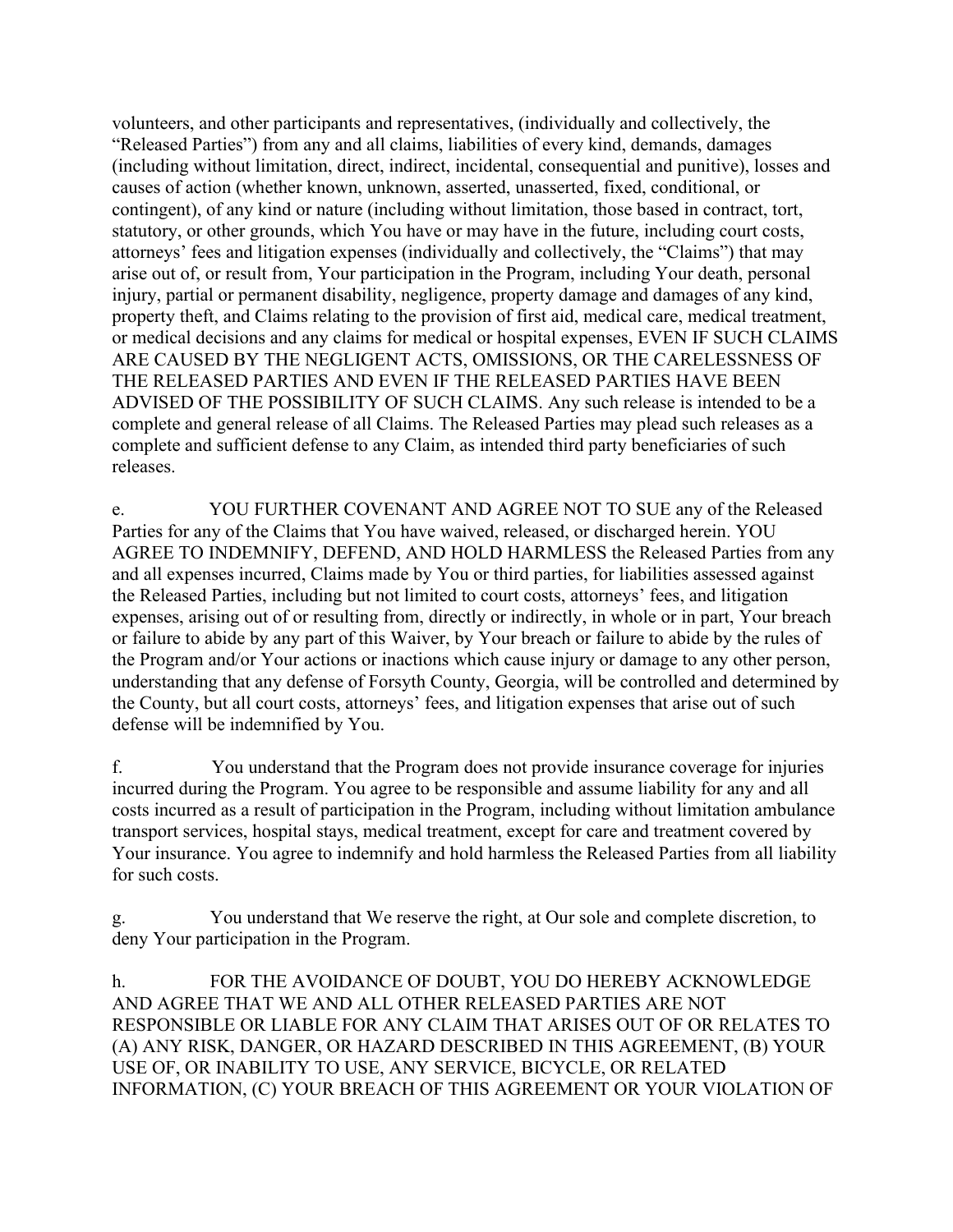volunteers, and other participants and representatives, (individually and collectively, the "Released Parties") from any and all claims, liabilities of every kind, demands, damages (including without limitation, direct, indirect, incidental, consequential and punitive), losses and causes of action (whether known, unknown, asserted, unasserted, fixed, conditional, or contingent), of any kind or nature (including without limitation, those based in contract, tort, statutory, or other grounds, which You have or may have in the future, including court costs, attorneys' fees and litigation expenses (individually and collectively, the "Claims") that may arise out of, or result from, Your participation in the Program, including Your death, personal injury, partial or permanent disability, negligence, property damage and damages of any kind, property theft, and Claims relating to the provision of first aid, medical care, medical treatment, or medical decisions and any claims for medical or hospital expenses, EVEN IF SUCH CLAIMS ARE CAUSED BY THE NEGLIGENT ACTS, OMISSIONS, OR THE CARELESSNESS OF THE RELEASED PARTIES AND EVEN IF THE RELEASED PARTIES HAVE BEEN ADVISED OF THE POSSIBILITY OF SUCH CLAIMS. Any such release is intended to be a complete and general release of all Claims. The Released Parties may plead such releases as a complete and sufficient defense to any Claim, as intended third party beneficiaries of such releases.

e. YOU FURTHER COVENANT AND AGREE NOT TO SUE any of the Released Parties for any of the Claims that You have waived, released, or discharged herein. YOU AGREE TO INDEMNIFY, DEFEND, AND HOLD HARMLESS the Released Parties from any and all expenses incurred, Claims made by You or third parties, for liabilities assessed against the Released Parties, including but not limited to court costs, attorneys' fees, and litigation expenses, arising out of or resulting from, directly or indirectly, in whole or in part, Your breach or failure to abide by any part of this Waiver, by Your breach or failure to abide by the rules of the Program and/or Your actions or inactions which cause injury or damage to any other person, understanding that any defense of Forsyth County, Georgia, will be controlled and determined by the County, but all court costs, attorneys' fees, and litigation expenses that arise out of such defense will be indemnified by You.

f. You understand that the Program does not provide insurance coverage for injuries incurred during the Program. You agree to be responsible and assume liability for any and all costs incurred as a result of participation in the Program, including without limitation ambulance transport services, hospital stays, medical treatment, except for care and treatment covered by Your insurance. You agree to indemnify and hold harmless the Released Parties from all liability for such costs.

g. You understand that We reserve the right, at Our sole and complete discretion, to deny Your participation in the Program.

h. FOR THE AVOIDANCE OF DOUBT, YOU DO HEREBY ACKNOWLEDGE AND AGREE THAT WE AND ALL OTHER RELEASED PARTIES ARE NOT RESPONSIBLE OR LIABLE FOR ANY CLAIM THAT ARISES OUT OF OR RELATES TO (A) ANY RISK, DANGER, OR HAZARD DESCRIBED IN THIS AGREEMENT, (B) YOUR USE OF, OR INABILITY TO USE, ANY SERVICE, BICYCLE, OR RELATED INFORMATION, (C) YOUR BREACH OF THIS AGREEMENT OR YOUR VIOLATION OF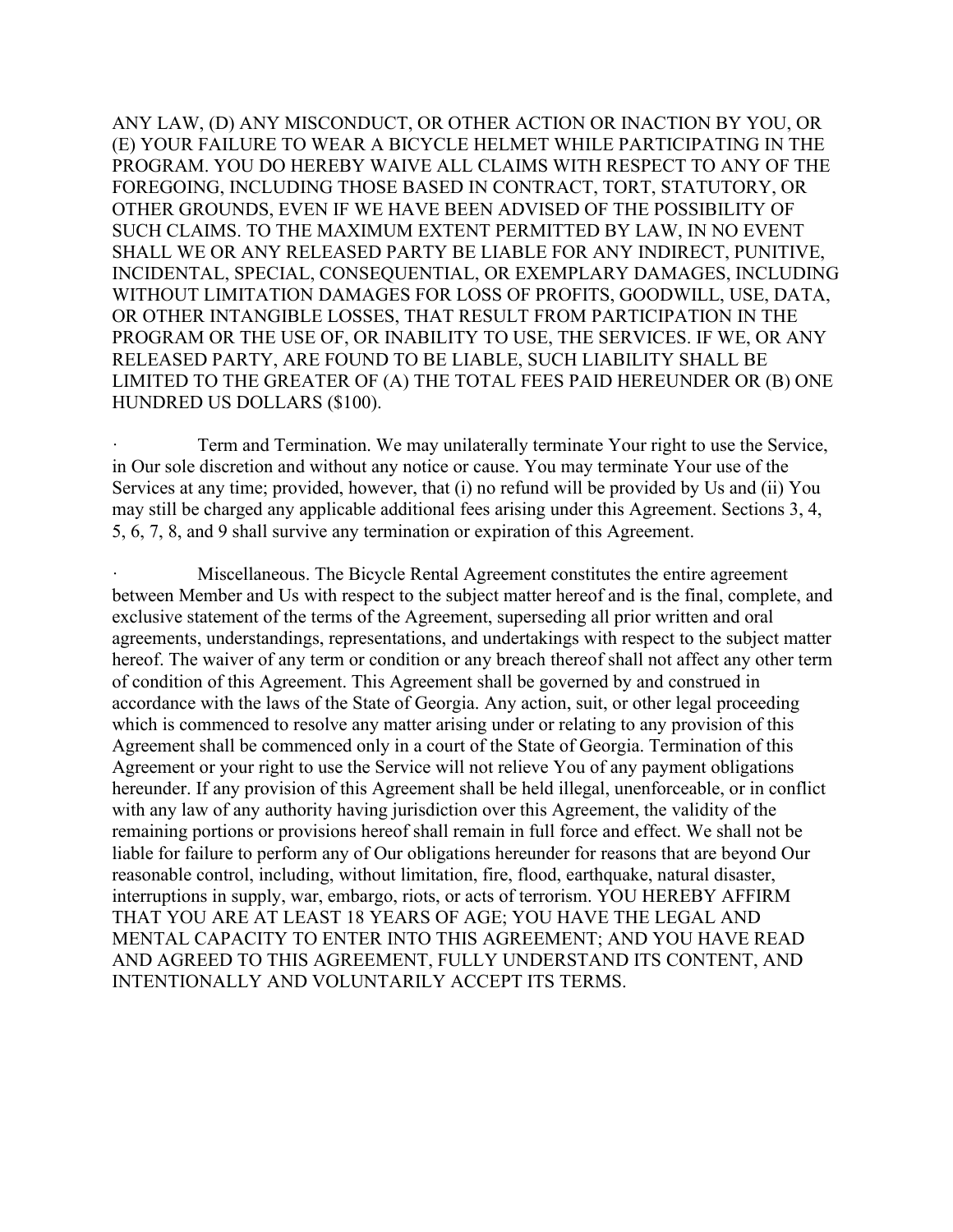ANY LAW, (D) ANY MISCONDUCT, OR OTHER ACTION OR INACTION BY YOU, OR (E) YOUR FAILURE TO WEAR A BICYCLE HELMET WHILE PARTICIPATING IN THE PROGRAM. YOU DO HEREBY WAIVE ALL CLAIMS WITH RESPECT TO ANY OF THE FOREGOING, INCLUDING THOSE BASED IN CONTRACT, TORT, STATUTORY, OR OTHER GROUNDS, EVEN IF WE HAVE BEEN ADVISED OF THE POSSIBILITY OF SUCH CLAIMS. TO THE MAXIMUM EXTENT PERMITTED BY LAW, IN NO EVENT SHALL WE OR ANY RELEASED PARTY BE LIABLE FOR ANY INDIRECT, PUNITIVE, INCIDENTAL, SPECIAL, CONSEQUENTIAL, OR EXEMPLARY DAMAGES, INCLUDING WITHOUT LIMITATION DAMAGES FOR LOSS OF PROFITS, GOODWILL, USE, DATA, OR OTHER INTANGIBLE LOSSES, THAT RESULT FROM PARTICIPATION IN THE PROGRAM OR THE USE OF, OR INABILITY TO USE, THE SERVICES. IF WE, OR ANY RELEASED PARTY, ARE FOUND TO BE LIABLE, SUCH LIABILITY SHALL BE LIMITED TO THE GREATER OF (A) THE TOTAL FEES PAID HEREUNDER OR (B) ONE HUNDRED US DOLLARS ($100).

- Term and Termination. We may unilaterally terminate Your right to use the Service, in Our sole discretion and without any notice or cause. You may terminate Your use of the Services at any time; provided, however, that (i) no refund will be provided by Us and (ii) You may still be charged any applicable additional fees arising under this Agreement. Sections 3, 4, 5, 6, 7, 8, and 9 shall survive any termination or expiration of this Agreement.

- Miscellaneous. The Bicycle Rental Agreement constitutes the entire agreement between Member and Us with respect to the subject matter hereof and is the final, complete, and exclusive statement of the terms of the Agreement, superseding all prior written and oral agreements, understandings, representations, and undertakings with respect to the subject matter hereof. The waiver of any term or condition or any breach thereof shall not affect any other term of condition of this Agreement. This Agreement shall be governed by and construed in accordance with the laws of the State of Georgia. Any action, suit, or other legal proceeding which is commenced to resolve any matter arising under or relating to any provision of this Agreement shall be commenced only in a court of the State of Georgia. Termination of this Agreement or your right to use the Service will not relieve You of any payment obligations hereunder. If any provision of this Agreement shall be held illegal, unenforceable, or in conflict with any law of any authority having jurisdiction over this Agreement, the validity of the remaining portions or provisions hereof shall remain in full force and effect. We shall not be liable for failure to perform any of Our obligations hereunder for reasons that are beyond Our reasonable control, including, without limitation, fire, flood, earthquake, natural disaster, interruptions in supply, war, embargo, riots, or acts of terrorism. YOU HEREBY AFFIRM THAT YOU ARE AT LEAST 18 YEARS OF AGE; YOU HAVE THE LEGAL AND MENTAL CAPACITY TO ENTER INTO THIS AGREEMENT; AND YOU HAVE READ AND AGREED TO THIS AGREEMENT, FULLY UNDERSTAND ITS CONTENT, AND INTENTIONALLY AND VOLUNTARILY ACCEPT ITS TERMS.